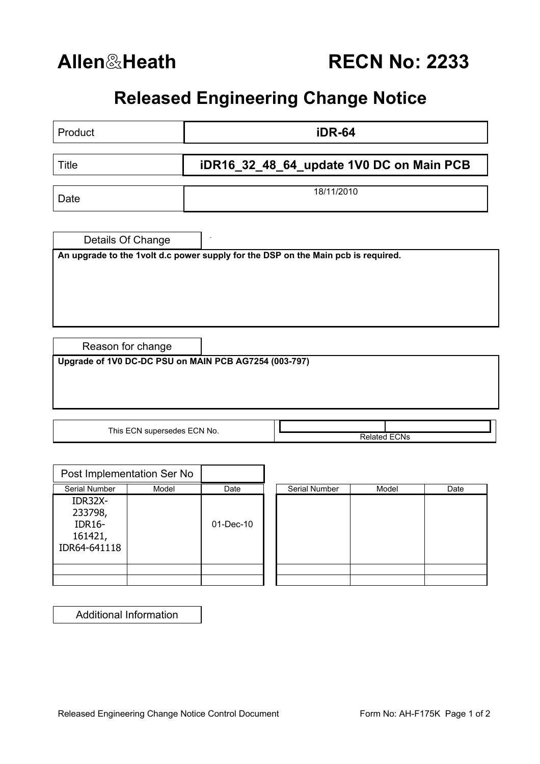# Allen&Heath RECN No: 2233

## Released Engineering Change Notice

| Product | iDR-64 |
|---|---|
| Title | iDR16_32_48_64_update 1V0 DC on Main PCB |
| Date | 18/11/2010 |

### Details Of Change

**An upgrade to the 1volt d.c power supply for the DSP on the Main pcb is required.**

### Reason for change

**Upgrade of 1V0 DC-DC PSU on MAIN PCB AG7254 (003-797)**

| This ECN supersedes ECN No. | | Related ECNs |
|---|---|---|

### Post Implementation Ser No

| Serial Number | Model | Date |
|---|---|---|
| IDR32X-233798, IDR16-161421, IDR64-641118 | | 01-Dec-10 |
| | | |
| | | |

| Serial Number | Model | Date |
|---|---|---|
| | | |
| | | |
| | | |

### Additional Information

Released Engineering Change Notice Control Document — Form No: AH-F175K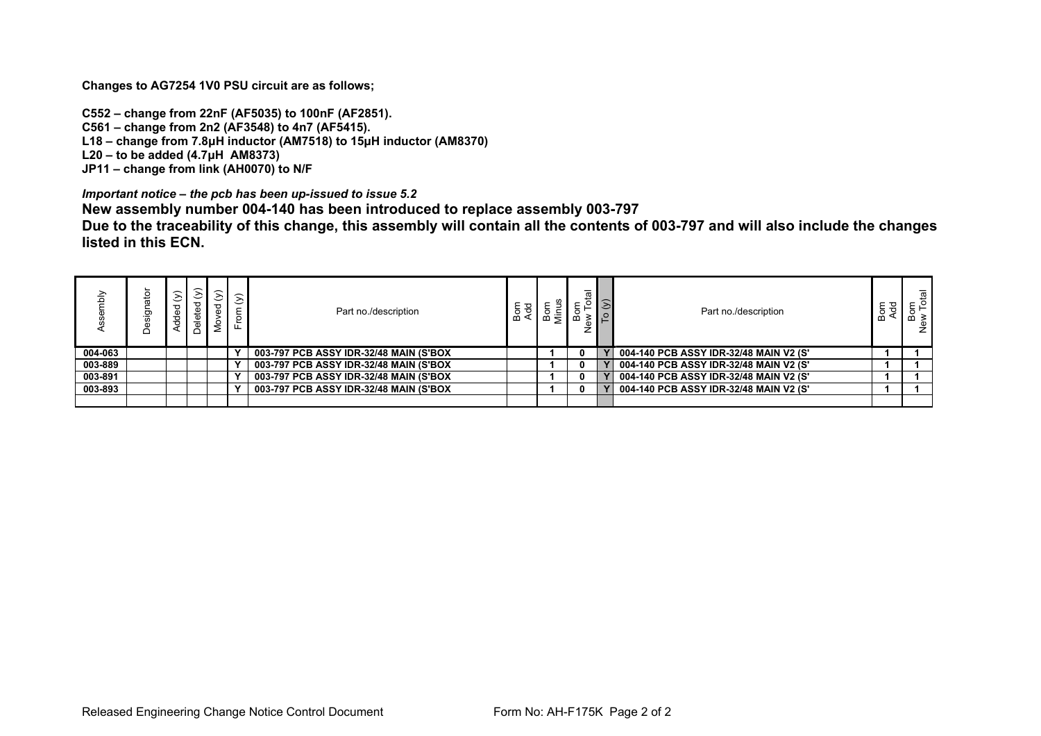**Changes to AG7254 1V0 PSU circuit are as follows;**

**C552 – change from 22nF (AF5035) to 100nF (AF2851).**
**C561 – change from 2n2 (AF3548) to 4n7 (AF5415).**
**L18 – change from 7.8µH inductor (AM7518) to 15µH inductor (AM8370)**
**L20 – to be added (4.7µH AM8373)**
**JP11 – change from link (AH0070) to N/F**

***Important notice – the pcb has been up-issued to issue 5.2***

**New assembly number 004-140 has been introduced to replace assembly 003-797**

**Due to the traceability of this change, this assembly will contain all the contents of 003-797 and will also include the changes listed in this ECN.**

| Assembly | Designator | Added (y) | Deleted (y) | Moved (y) | From (y) | Part no./description | Bom Add | Bom Minus | Bom New Total | To (y) | Part no./description | Bom Add | Bom New Total |
|---|---|---|---|---|---|---|---|---|---|---|---|---|---|
| 004-063 | | | | | Y | 003-797 PCB ASSY IDR-32/48 MAIN (S'BOX | | 1 | 0 | Y | 004-140 PCB ASSY IDR-32/48 MAIN V2 (S' | 1 | 1 |
| 003-889 | | | | | Y | 003-797 PCB ASSY IDR-32/48 MAIN (S'BOX | | 1 | 0 | Y | 004-140 PCB ASSY IDR-32/48 MAIN V2 (S' | 1 | 1 |
| 003-891 | | | | | Y | 003-797 PCB ASSY IDR-32/48 MAIN (S'BOX | | 1 | 0 | Y | 004-140 PCB ASSY IDR-32/48 MAIN V2 (S' | 1 | 1 |
| 003-893 | | | | | Y | 003-797 PCB ASSY IDR-32/48 MAIN (S'BOX | | 1 | 0 | Y | 004-140 PCB ASSY IDR-32/48 MAIN V2 (S' | 1 | 1 |
| | | | | | | | | | | | | | |

Released Engineering Change Notice Control Document Form No: AH-F175K